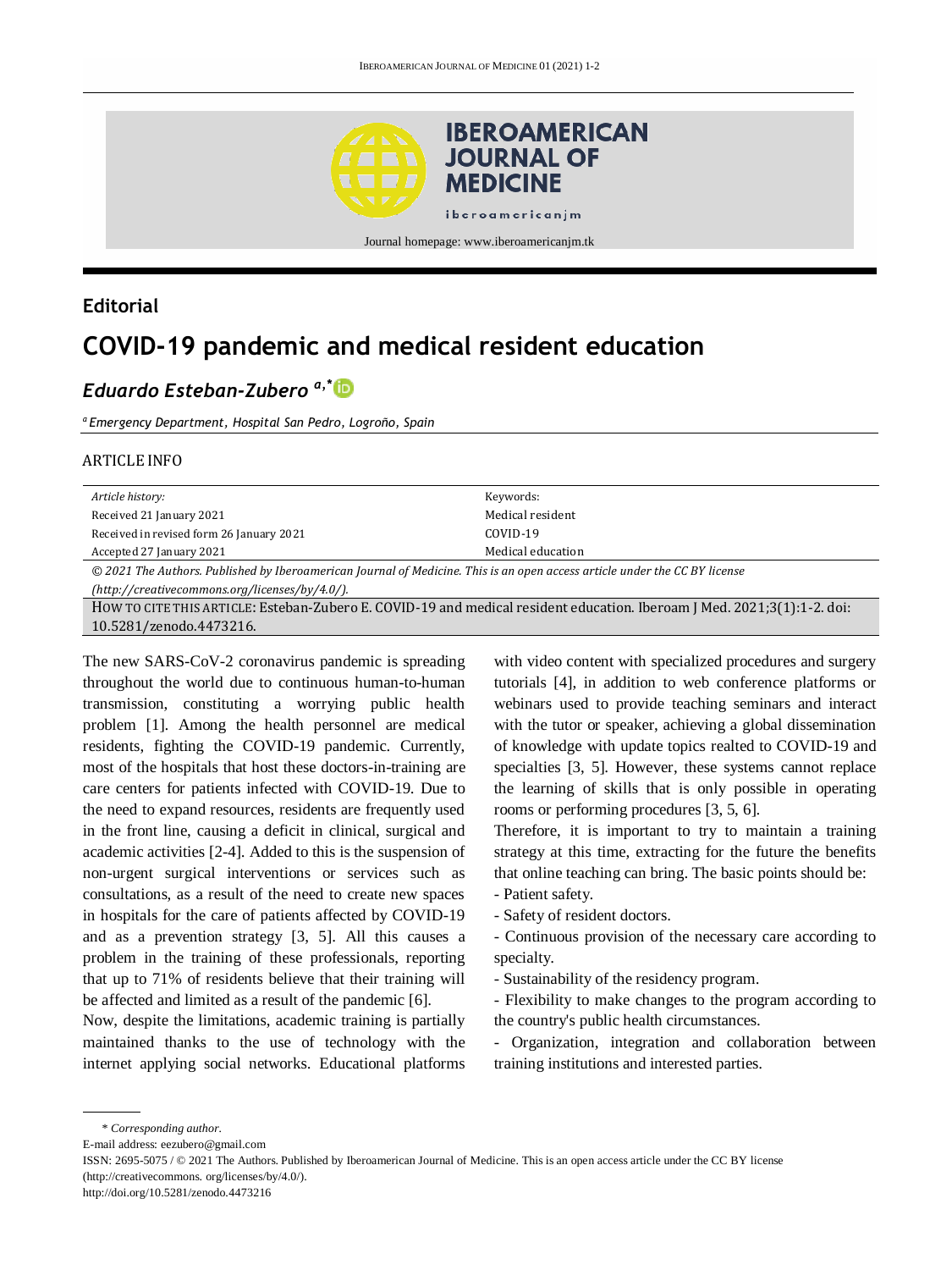Journal homepage: www.iberoamericanjm.tk

## Editorial

# COVID-19 pandemic and medical resident education

***Eduardo Esteban-Zubero*** [a,*]

*[a] Emergency Department, Hospital San Pedro, Logroño, Spain*

ARTICLE INFO

| *Article history:* | Keywords: |
| --- | --- |
| Received 21 January 2021 | Medical resident |
| Received in revised form 26 January 2021 | COVID-19 |
| Accepted 27 January 2021 | Medical education |

*© 2021 The Authors. Published by Iberoamerican Journal of Medicine. This is an open access article under the CC BY license (http://creativecommons.org/licenses/by/4.0/).*

HOW TO CITE THIS ARTICLE: Esteban-Zubero E. COVID-19 and medical resident education. Iberoam J Med. 2021;3(1):1-2. doi: 10.5281/zenodo.4473216.

The new SARS-CoV-2 coronavirus pandemic is spreading throughout the world due to continuous human-to-human transmission, constituting a worrying public health problem [1]. Among the health personnel are medical residents, fighting the COVID-19 pandemic. Currently, most of the hospitals that host these doctors-in-training are care centers for patients infected with COVID-19. Due to the need to expand resources, residents are frequently used in the front line, causing a deficit in clinical, surgical and academic activities [2-4]. Added to this is the suspension of non-urgent surgical interventions or services such as consultations, as a result of the need to create new spaces in hospitals for the care of patients affected by COVID-19 and as a prevention strategy [3, 5]. All this causes a problem in the training of these professionals, reporting that up to 71% of residents believe that their training will be affected and limited as a result of the pandemic [6].

Now, despite the limitations, academic training is partially maintained thanks to the use of technology with the internet applying social networks. Educational platforms with video content with specialized procedures and surgery tutorials [4], in addition to web conference platforms or webinars used to provide teaching seminars and interact with the tutor or speaker, achieving a global dissemination of knowledge with update topics realted to COVID-19 and specialties [3, 5]. However, these systems cannot replace the learning of skills that is only possible in operating rooms or performing procedures [3, 5, 6].

Therefore, it is important to try to maintain a training strategy at this time, extracting for the future the benefits that online teaching can bring. The basic points should be:

- Patient safety.
- Safety of resident doctors.
- Continuous provision of the necessary care according to specialty.
- Sustainability of the residency program.
- Flexibility to make changes to the program according to the country's public health circumstances.
- Organization, integration and collaboration between training institutions and interested parties.

---

\* *Corresponding author.*

E-mail address: eezubero@gmail.com

ISSN: 2695-5075 / © 2021 The Authors. Published by Iberoamerican Journal of Medicine. This is an open access article under the CC BY license (http://creativecommons. org/licenses/by/4.0/).

http://doi.org/10.5281/zenodo.4473216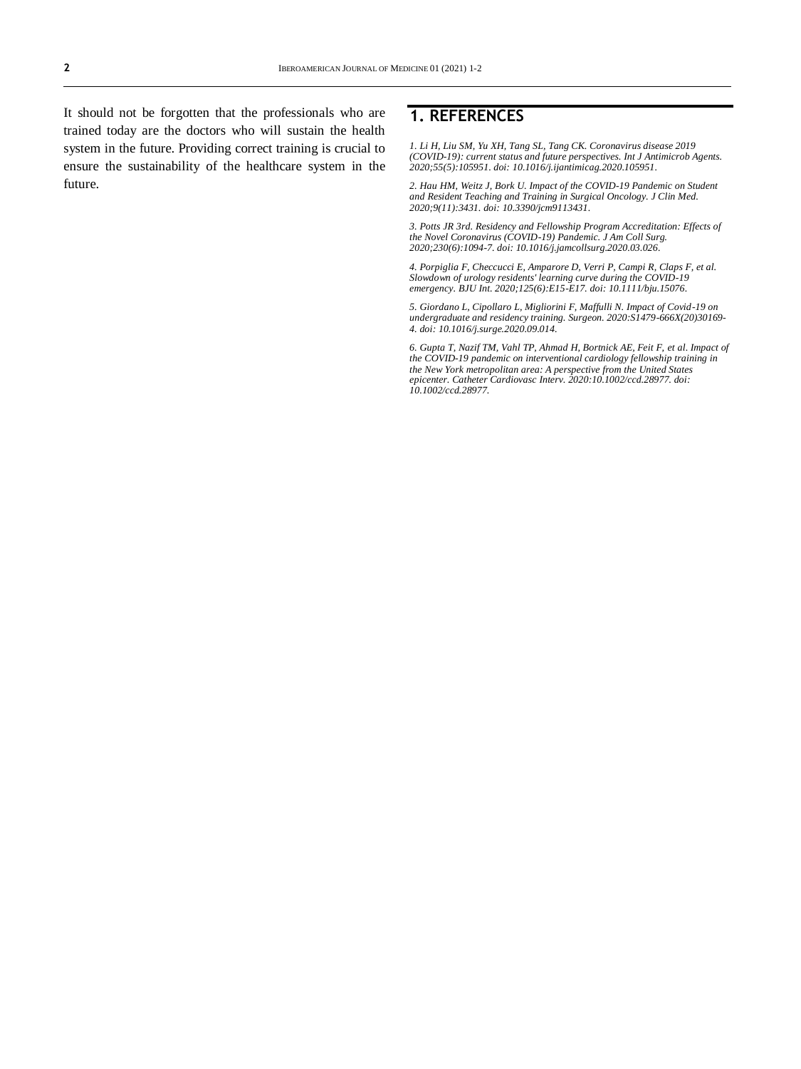It should not be forgotten that the professionals who are trained today are the doctors who will sustain the health system in the future. Providing correct training is crucial to ensure the sustainability of the healthcare system in the future.

## 1. REFERENCES

*1. Li H, Liu SM, Yu XH, Tang SL, Tang CK. Coronavirus disease 2019 (COVID-19): current status and future perspectives. Int J Antimicrob Agents. 2020;55(5):105951. doi: 10.1016/j.ijantimicag.2020.105951.*

*2. Hau HM, Weitz J, Bork U. Impact of the COVID-19 Pandemic on Student and Resident Teaching and Training in Surgical Oncology. J Clin Med. 2020;9(11):3431. doi: 10.3390/jcm9113431.*

*3. Potts JR 3rd. Residency and Fellowship Program Accreditation: Effects of the Novel Coronavirus (COVID-19) Pandemic. J Am Coll Surg. 2020;230(6):1094-7. doi: 10.1016/j.jamcollsurg.2020.03.026.*

*4. Porpiglia F, Checcucci E, Amparore D, Verri P, Campi R, Claps F, et al. Slowdown of urology residents' learning curve during the COVID-19 emergency. BJU Int. 2020;125(6):E15-E17. doi: 10.1111/bju.15076.*

*5. Giordano L, Cipollaro L, Migliorini F, Maffulli N. Impact of Covid-19 on undergraduate and residency training. Surgeon. 2020:S1479-666X(20)30169-4. doi: 10.1016/j.surge.2020.09.014.*

*6. Gupta T, Nazif TM, Vahl TP, Ahmad H, Bortnick AE, Feit F, et al. Impact of the COVID-19 pandemic on interventional cardiology fellowship training in the New York metropolitan area: A perspective from the United States epicenter. Catheter Cardiovasc Interv. 2020:10.1002/ccd.28977. doi: 10.1002/ccd.28977.*